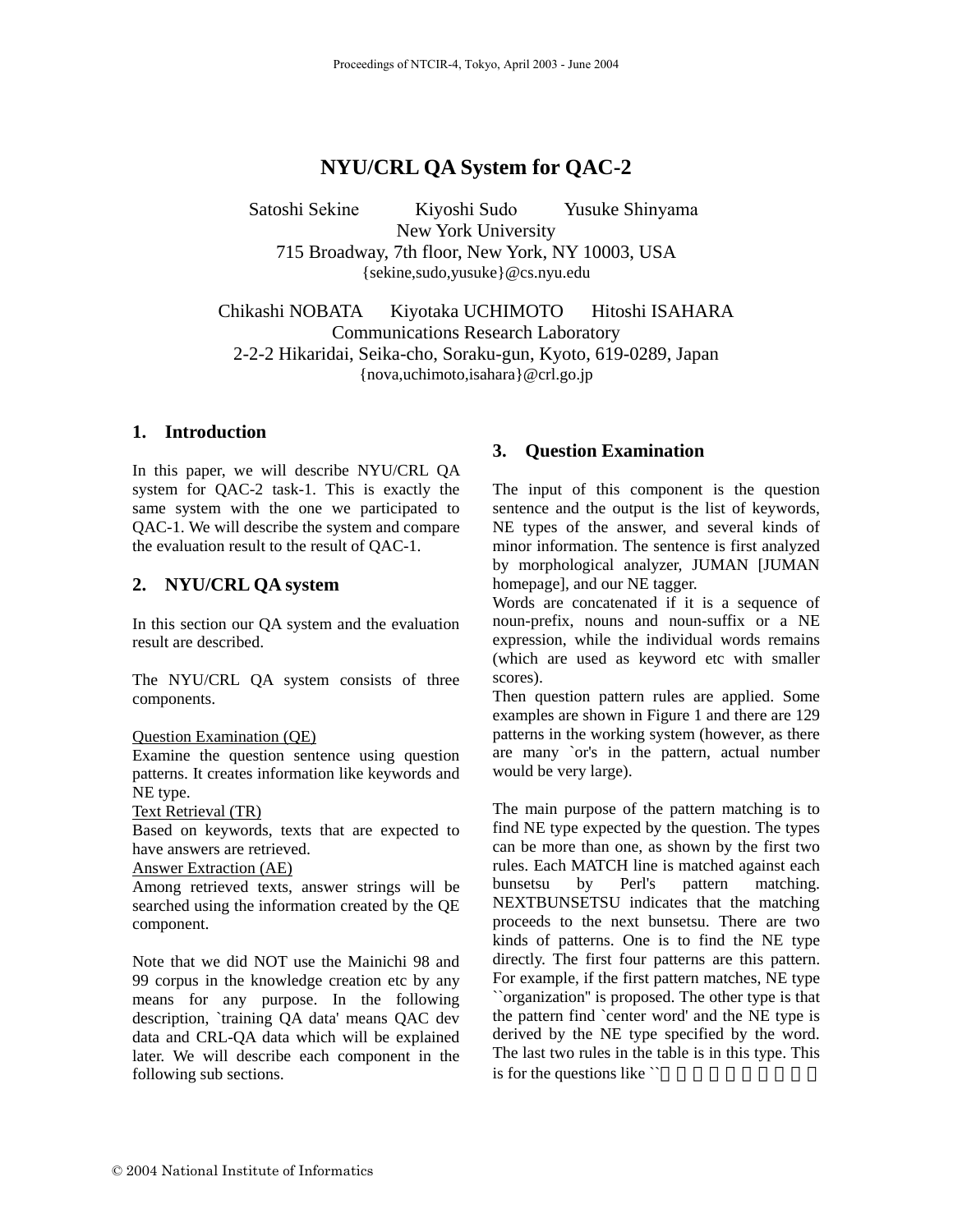# NYU/CRL QA System for QAC-2

Satoshi Sekine Kiyoshi Sudo Yusuke Shinyama
New York University
715 Broadway, 7th floor, New York, NY 10003, USA
{sekine,sudo,yusuke}@cs.nyu.edu

Chikashi NOBATA Kiyotaka UCHIMOTO Hitoshi ISAHARA
Communications Research Laboratory
2-2-2 Hikaridai, Seika-cho, Soraku-gun, Kyoto, 619-0289, Japan
{nova,uchimoto,isahara}@crl.go.jp

## 1. Introduction

In this paper, we will describe NYU/CRL QA system for QAC-2 task-1. This is exactly the same system with the one we participated to QAC-1. We will describe the system and compare the evaluation result to the result of QAC-1.

## 2. NYU/CRL QA system

In this section our QA system and the evaluation result are described.

The NYU/CRL QA system consists of three components.

Question Examination (QE)
Examine the question sentence using question patterns. It creates information like keywords and NE type.
Text Retrieval (TR)
Based on keywords, texts that are expected to have answers are retrieved.
Answer Extraction (AE)
Among retrieved texts, answer strings will be searched using the information created by the QE component.

Note that we did NOT use the Mainichi 98 and 99 corpus in the knowledge creation etc by any means for any purpose. In the following description, `training QA data' means QAC dev data and CRL-QA data which will be explained later. We will describe each component in the following sub sections.

## 3. Question Examination

The input of this component is the question sentence and the output is the list of keywords, NE types of the answer, and several kinds of minor information. The sentence is first analyzed by morphological analyzer, JUMAN [JUMAN homepage], and our NE tagger.
Words are concatenated if it is a sequence of noun-prefix, nouns and noun-suffix or a NE expression, while the individual words remains (which are used as keyword etc with smaller scores).
Then question pattern rules are applied. Some examples are shown in Figure 1 and there are 129 patterns in the working system (however, as there are many `or's in the pattern, actual number would be very large).

The main purpose of the pattern matching is to find NE type expected by the question. The types can be more than one, as shown by the first two rules. Each MATCH line is matched against each bunsetsu by Perl's pattern matching. NEXTBUNSETSU indicates that the matching proceeds to the next bunsetsu. There are two kinds of patterns. One is to find the NE type directly. The first four patterns are this pattern. For example, if the first pattern matches, NE type ``organization'' is proposed. The other type is that the pattern find `center word' and the NE type is derived by the NE type specified by the word. The last two rules in the table is in this type. This is for the questions like ``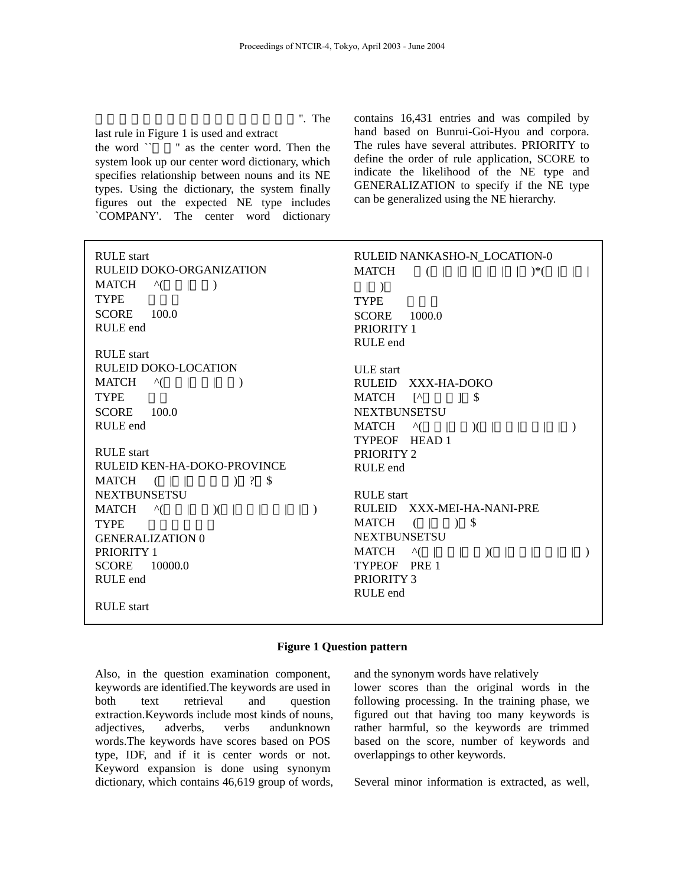". The last rule in Figure 1 is used and extract the word `` " as the center word. Then the system look up our center word dictionary, which specifies relationship between nouns and its NE types. Using the dictionary, the system finally figures out the expected NE type includes `COMPANY'. The center word dictionary contains 16,431 entries and was compiled by hand based on Bunrui-Goi-Hyou and corpora. The rules have several attributes. PRIORITY to define the order of rule application, SCORE to indicate the likelihood of the NE type and GENERALIZATION to specify if the NE type can be generalized using the NE hierarchy.

```
RULE start
RULEID DOKO-ORGANIZATION
MATCH    ^(    |    )
TYPE
SCORE    100.0
RULE end

RULE start
RULEID DOKO-LOCATION
MATCH    ^(    |    |    )
TYPE
SCORE    100.0
RULE end

RULE start
RULEID KEN-HA-DOKO-PROVINCE
MATCH    (  |  |        )  ?  $
NEXTBUNSETSU
MATCH    ^(    |    )(  |    |    |  |  )
TYPE
GENERALIZATION 0
PRIORITY 1
SCORE    10000.0
RULE end

RULE start
RULEID NANKASHO-N_LOCATION-0
MATCH    (  |  |  |  |  |  |  )*(  |  |  |
  |  )
TYPE
SCORE    1000.0
PRIORITY 1
RULE end

ULE start
RULEID  XXX-HA-DOKO
MATCH    [^      ]  $
NEXTBUNSETSU
MATCH    ^(    |    )(  |    |    |  |  )
TYPEOF   HEAD 1
PRIORITY 2
RULE end

RULE start
RULEID  XXX-MEI-HA-NANI-PRE
MATCH    (  |    )  $
NEXTBUNSETSU
MATCH    ^(  |    |    )(  |    |    |  |  )
TYPEOF   PRE 1
PRIORITY 3
RULE end
```

**Figure 1 Question pattern**

Also, in the question examination component, keywords are identified.The keywords are used in both text retrieval and question extraction.Keywords include most kinds of nouns, adjectives, adverbs, verbs andunknown words.The keywords have scores based on POS type, IDF, and if it is center words or not. Keyword expansion is done using synonym dictionary, which contains 46,619 group of words, and the synonym words have relatively lower scores than the original words in the following processing. In the training phase, we figured out that having too many keywords is rather harmful, so the keywords are trimmed based on the score, number of keywords and overlappings to other keywords.

Several minor information is extracted, as well,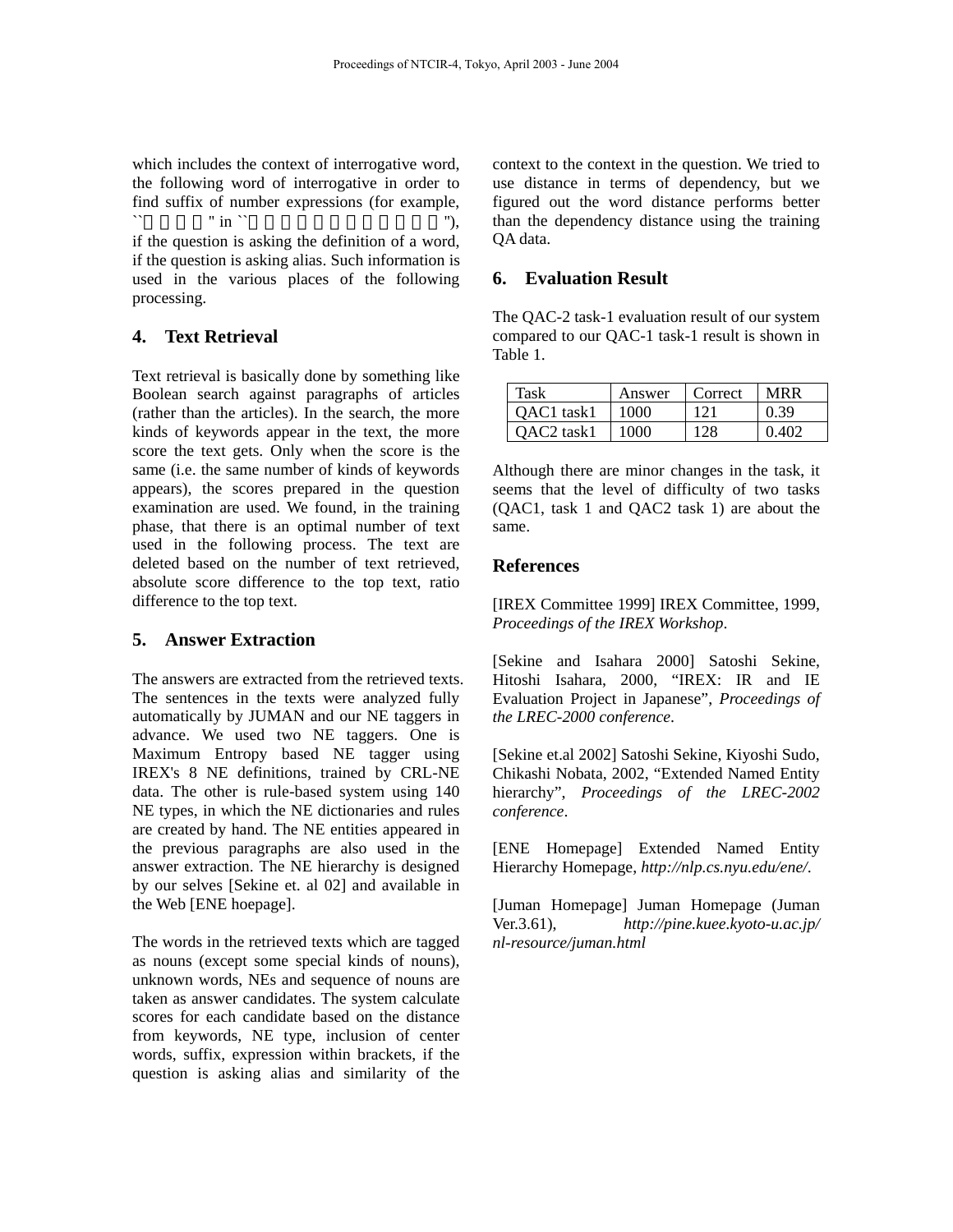which includes the context of interrogative word, the following word of interrogative in order to find suffix of number expressions (for example, ``　　　　" in ``　　　　　　　　　　　　　"), if the question is asking the definition of a word, if the question is asking alias. Such information is used in the various places of the following processing.

## 4. Text Retrieval

Text retrieval is basically done by something like Boolean search against paragraphs of articles (rather than the articles). In the search, the more kinds of keywords appear in the text, the more score the text gets. Only when the score is the same (i.e. the same number of kinds of keywords appears), the scores prepared in the question examination are used. We found, in the training phase, that there is an optimal number of text used in the following process. The text are deleted based on the number of text retrieved, absolute score difference to the top text, ratio difference to the top text.

## 5. Answer Extraction

The answers are extracted from the retrieved texts. The sentences in the texts were analyzed fully automatically by JUMAN and our NE taggers in advance. We used two NE taggers. One is Maximum Entropy based NE tagger using IREX's 8 NE definitions, trained by CRL-NE data. The other is rule-based system using 140 NE types, in which the NE dictionaries and rules are created by hand. The NE entities appeared in the previous paragraphs are also used in the answer extraction. The NE hierarchy is designed by our selves [Sekine et. al 02] and available in the Web [ENE hoepage].

The words in the retrieved texts which are tagged as nouns (except some special kinds of nouns), unknown words, NEs and sequence of nouns are taken as answer candidates. The system calculate scores for each candidate based on the distance from keywords, NE type, inclusion of center words, suffix, expression within brackets, if the question is asking alias and similarity of the context to the context in the question. We tried to use distance in terms of dependency, but we figured out the word distance performs better than the dependency distance using the training QA data.

## 6. Evaluation Result

The QAC-2 task-1 evaluation result of our system compared to our QAC-1 task-1 result is shown in Table 1.

| Task | Answer | Correct | MRR |
|---|---|---|---|
| QAC1 task1 | 1000 | 121 | 0.39 |
| QAC2 task1 | 1000 | 128 | 0.402 |

Although there are minor changes in the task, it seems that the level of difficulty of two tasks (QAC1, task 1 and QAC2 task 1) are about the same.

## References

[IREX Committee 1999] IREX Committee, 1999, *Proceedings of the IREX Workshop*.

[Sekine and Isahara 2000] Satoshi Sekine, Hitoshi Isahara, 2000, "IREX: IR and IE Evaluation Project in Japanese", *Proceedings of the LREC-2000 conference*.

[Sekine et.al 2002] Satoshi Sekine, Kiyoshi Sudo, Chikashi Nobata, 2002, "Extended Named Entity hierarchy", *Proceedings of the LREC-2002 conference*.

[ENE Homepage] Extended Named Entity Hierarchy Homepage, *http://nlp.cs.nyu.edu/ene/*.

[Juman Homepage] Juman Homepage (Juman Ver.3.61), *http://pine.kuee.kyoto-u.ac.jp/nl-resource/juman.html*